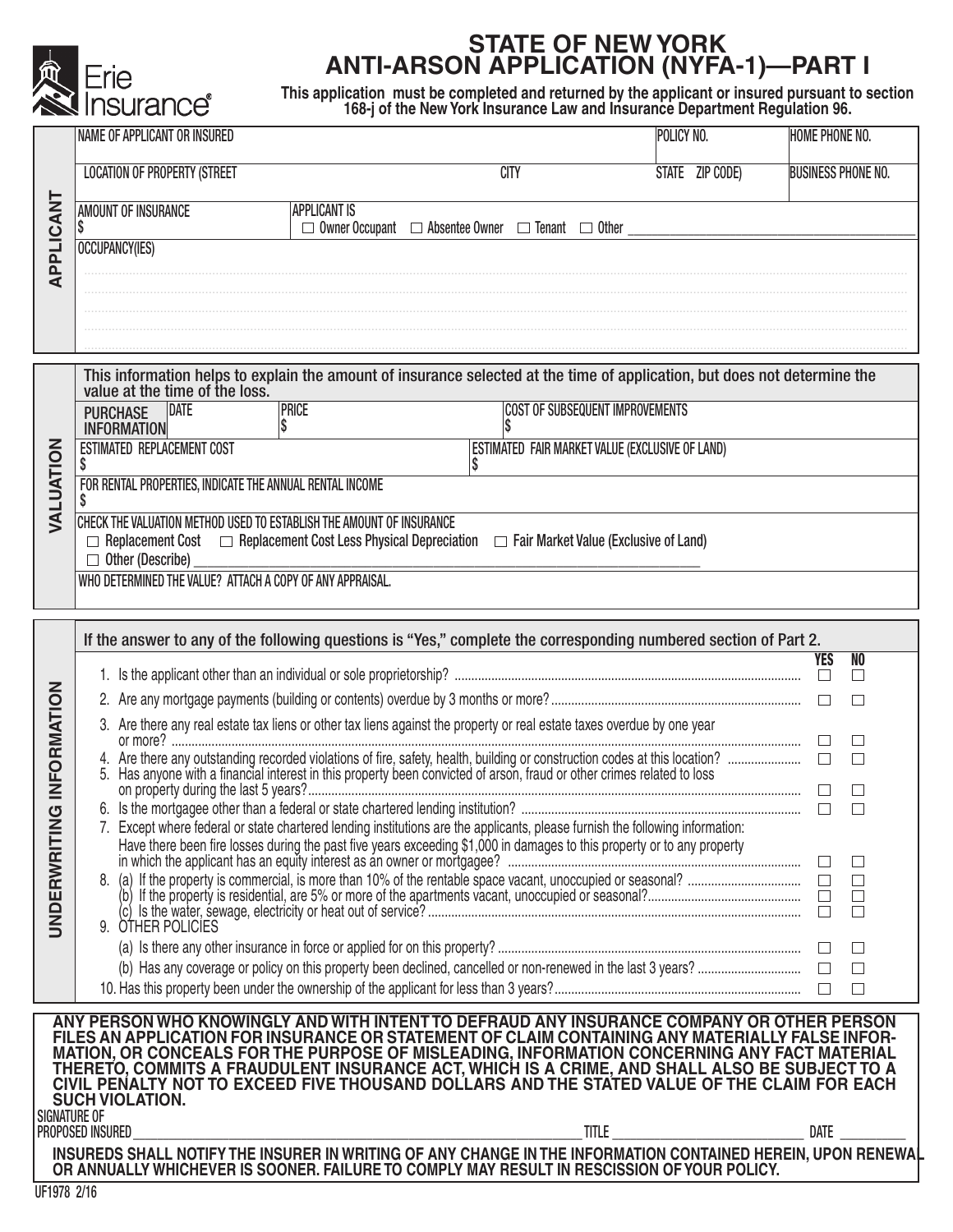Erie Insurance

# STATE OF NEW YORK
# ANTI-ARSON APPLICATION (NYFA-1)—PART I

**This application must be completed and returned by the applicant or insured pursuant to section 168-j of the New York Insurance Law and Insurance Department Regulation 96.**

## APPLICANT

| NAME OF APPLICANT OR INSURED | | POLICY NO. | HOME PHONE NO. |
|---|---|---|---|
| LOCATION OF PROPERTY (STREET | CITY | STATE ZIP CODE) | BUSINESS PHONE NO. |
| AMOUNT OF INSURANCE<br>$ | APPLICANT IS<br>☐ Owner Occupant ☐ Absentee Owner ☐ Tenant ☐ Other ________ | | |

OCCUPANCY(IES)

## VALUATION

**This information helps to explain the amount of insurance selected at the time of application, but does not determine the value at the time of the loss.**

| PURCHASE INFORMATION | DATE | PRICE<br>$ | COST OF SUBSEQUENT IMPROVEMENTS<br>$ |
|---|---|---|---|
| ESTIMATED REPLACEMENT COST<br>$ | | ESTIMATED FAIR MARKET VALUE (EXCLUSIVE OF LAND)<br>$ | |

FOR RENTAL PROPERTIES, INDICATE THE ANNUAL RENTAL INCOME
$

CHECK THE VALUATION METHOD USED TO ESTABLISH THE AMOUNT OF INSURANCE
☐ Replacement Cost ☐ Replacement Cost Less Physical Depreciation ☐ Fair Market Value (Exclusive of Land)
☐ Other (Describe) ________

WHO DETERMINED THE VALUE? ATTACH A COPY OF ANY APPRAISAL.

## UNDERWRITING INFORMATION

**If the answer to any of the following questions is "Yes," complete the corresponding numbered section of Part 2.**

| Question | YES | NO |
|---|---|---|
| 1. Is the applicant other than an individual or sole proprietorship? | ☐ | ☐ |
| 2. Are any mortgage payments (building or contents) overdue by 3 months or more? | ☐ | ☐ |
| 3. Are there any real estate tax liens or other tax liens against the property or real estate taxes overdue by one year or more? | ☐ | ☐ |
| 4. Are there any outstanding recorded violations of fire, safety, health, building or construction codes at this location? | ☐ | ☐ |
| 5. Has anyone with a financial interest in this property been convicted of arson, fraud or other crimes related to loss on property during the last 5 years? | ☐ | ☐ |
| 6. Is the mortgagee other than a federal or state chartered lending institution? | ☐ | ☐ |
| 7. Except where federal or state chartered lending institutions are the applicants, please furnish the following information: Have there been fire losses during the past five years exceeding $1,000 in damages to this property or to any property in which the applicant has an equity interest as an owner or mortgagee? | ☐ | ☐ |
| 8. (a) If the property is commercial, is more than 10% of the rentable space vacant, unoccupied or seasonal? | ☐ | ☐ |
| (b) If the property is residential, are 5% or more of the apartments vacant, unoccupied or seasonal? | ☐ | ☐ |
| (c) Is the water, sewage, electricity or heat out of service? | ☐ | ☐ |
| 9. OTHER POLICIES | | |
| (a) Is there any other insurance in force or applied for on this property? | ☐ | ☐ |
| (b) Has any coverage or policy on this property been declined, cancelled or non-renewed in the last 3 years? | ☐ | ☐ |
| 10. Has this property been under the ownership of the applicant for less than 3 years? | ☐ | ☐ |

**ANY PERSON WHO KNOWINGLY AND WITH INTENT TO DEFRAUD ANY INSURANCE COMPANY OR OTHER PERSON FILES AN APPLICATION FOR INSURANCE OR STATEMENT OF CLAIM CONTAINING ANY MATERIALLY FALSE INFORMATION, OR CONCEALS FOR THE PURPOSE OF MISLEADING, INFORMATION CONCERNING ANY FACT MATERIAL THERETO, COMMITS A FRAUDULENT INSURANCE ACT, WHICH IS A CRIME, AND SHALL ALSO BE SUBJECT TO A CIVIL PENALTY NOT TO EXCEED FIVE THOUSAND DOLLARS AND THE STATED VALUE OF THE CLAIM FOR EACH SUCH VIOLATION.**

SIGNATURE OF PROPOSED INSURED ________________ TITLE ________________ DATE ________

**INSUREDS SHALL NOTIFY THE INSURER IN WRITING OF ANY CHANGE IN THE INFORMATION CONTAINED HEREIN, UPON RENEWAL OR ANNUALLY WHICHEVER IS SOONER. FAILURE TO COMPLY MAY RESULT IN RESCISSION OF YOUR POLICY.**

UF1978 2/16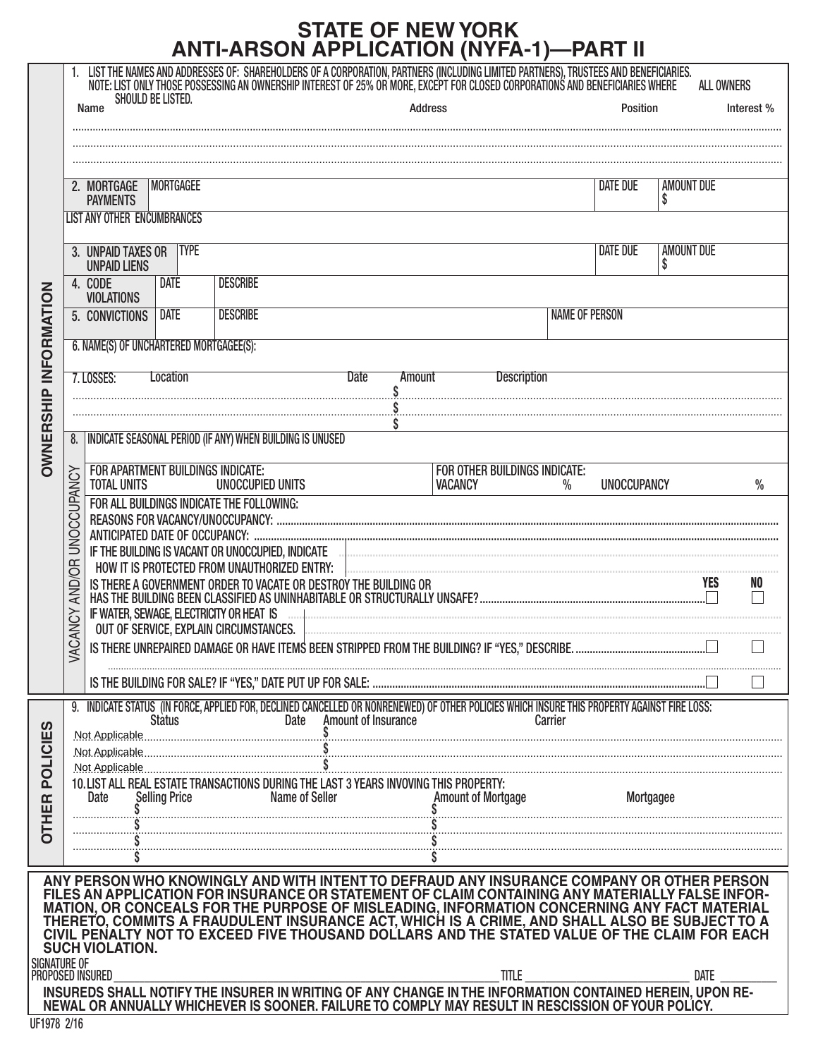# STATE OF NEW YORK
# ANTI-ARSON APPLICATION (NYFA-1)—PART II

## OWNERSHIP INFORMATION

1. LIST THE NAMES AND ADDRESSES OF: SHAREHOLDERS OF A CORPORATION, PARTNERS (INCLUDING LIMITED PARTNERS), TRUSTEES AND BENEFICIARIES.
NOTE: LIST ONLY THOSE POSSESSING AN OWNERSHIP INTEREST OF 25% OR MORE, EXCEPT FOR CLOSED CORPORATIONS AND BENEFICIARIES WHERE ALL OWNERS SHOULD BE LISTED.

| Name | Address | Position | Interest % |
|---|---|---|---|
| | | | |
| | | | |
| | | | |

| 2. MORTGAGE PAYMENTS | MORTGAGEE | DATE DUE | AMOUNT DUE $ |
|---|---|---|---|

LIST ANY OTHER ENCUMBRANCES

| 3. UNPAID TAXES OR UNPAID LIENS | TYPE | DATE DUE | AMOUNT DUE $ |
|---|---|---|---|

| 4. CODE VIOLATIONS | DATE | DESCRIBE |
|---|---|---|

| 5. CONVICTIONS | DATE | DESCRIBE | NAME OF PERSON |
|---|---|---|---|

6. NAME(S) OF UNCHARTERED MORTGAGEE(S):

7. LOSSES:

| Location | Date | Amount | Description |
|---|---|---|---|
| | | $ | |
| | | $ | |
| | | $ | |

8. INDICATE SEASONAL PERIOD (IF ANY) WHEN BUILDING IS UNUSED

### VACANCY AND/OR UNOCCUPANCY

FOR APARTMENT BUILDINGS INDICATE: TOTAL UNITS ____ UNOCCUPIED UNITS ____

FOR OTHER BUILDINGS INDICATE: VACANCY ____ % UNOCCUPANCY ____ %

FOR ALL BUILDINGS INDICATE THE FOLLOWING:

REASONS FOR VACANCY/UNOCCUPANCY: ....................

ANTICIPATED DATE OF OCCUPANCY: ....................

IF THE BUILDING IS VACANT OR UNOCCUPIED, INDICATE HOW IT IS PROTECTED FROM UNAUTHORIZED ENTRY: ....................

| | YES | NO |
|---|---|---|
| IS THERE A GOVERNMENT ORDER TO VACATE OR DESTROY THE BUILDING OR HAS THE BUILDING BEEN CLASSIFIED AS UNINHABITABLE OR STRUCTURALLY UNSAFE? | ☐ | ☐ |
| IF WATER, SEWAGE, ELECTRICITY OR HEAT IS OUT OF SERVICE, EXPLAIN CIRCUMSTANCES. | | |
| IS THERE UNREPAIRED DAMAGE OR HAVE ITEMS BEEN STRIPPED FROM THE BUILDING? IF "YES," DESCRIBE. | ☐ | ☐ |
| IS THE BUILDING FOR SALE? IF "YES," DATE PUT UP FOR SALE: | ☐ | ☐ |

## OTHER POLICIES

9. INDICATE STATUS (IN FORCE, APPLIED FOR, DECLINED CANCELLED OR NONRENEWED) OF OTHER POLICIES WHICH INSURE THIS PROPERTY AGAINST FIRE LOSS:

| Status | Date | Amount of Insurance | Carrier |
|---|---|---|---|
| Not Applicable | | $ | |
| Not Applicable | | $ | |
| Not Applicable | | $ | |

10. LIST ALL REAL ESTATE TRANSACTIONS DURING THE LAST 3 YEARS INVOVING THIS PROPERTY:

| Date | Selling Price | Name of Seller | Amount of Mortgage | Mortgagee |
|---|---|---|---|---|
| | $ | | $ | |
| | $ | | $ | |
| | $ | | $ | |
| | $ | | $ | |

**ANY PERSON WHO KNOWINGLY AND WITH INTENT TO DEFRAUD ANY INSURANCE COMPANY OR OTHER PERSON FILES AN APPLICATION FOR INSURANCE OR STATEMENT OF CLAIM CONTAINING ANY MATERIALLY FALSE INFORMATION, OR CONCEALS FOR THE PURPOSE OF MISLEADING, INFORMATION CONCERNING ANY FACT MATERIAL THERETO, COMMITS A FRAUDULENT INSURANCE ACT, WHICH IS A CRIME, AND SHALL ALSO BE SUBJECT TO A CIVIL PENALTY NOT TO EXCEED FIVE THOUSAND DOLLARS AND THE STATED VALUE OF THE CLAIM FOR EACH SUCH VIOLATION.**

SIGNATURE OF PROPOSED INSURED ____________________ TITLE ____________________ DATE __________

**INSUREDS SHALL NOTIFY THE INSURER IN WRITING OF ANY CHANGE IN THE INFORMATION CONTAINED HEREIN, UPON RENEWAL OR ANNUALLY WHICHEVER IS SOONER. FAILURE TO COMPLY MAY RESULT IN RESCISSION OF YOUR POLICY.**

UF1978 2/16